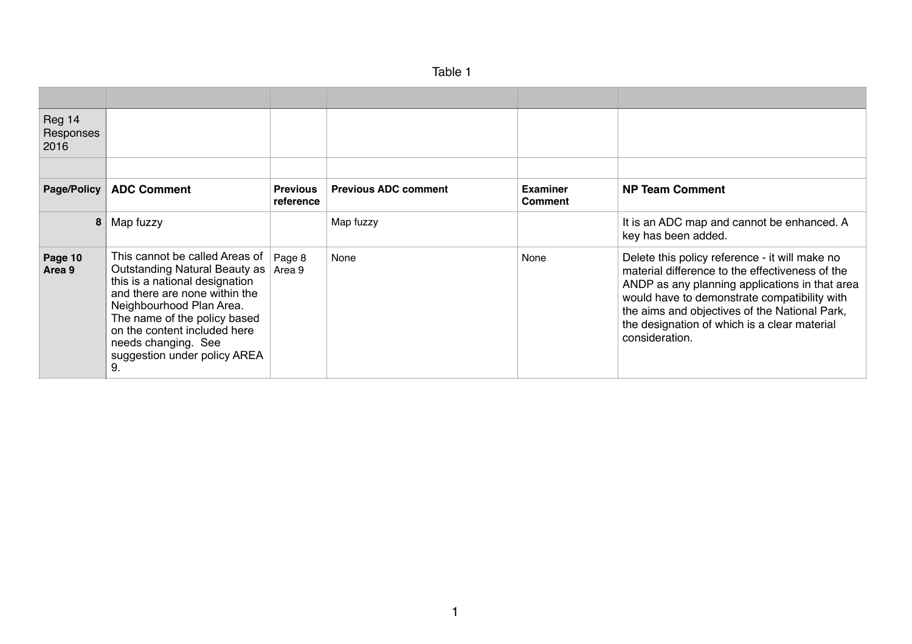Table 1

| | | | | | |
|---|---|---|---|---|---|
| Reg 14 Responses 2016 | | | | | |
| | | | | | |
| **Page/Policy** | **ADC Comment** | **Previous reference** | **Previous ADC comment** | **Examiner Comment** | **NP Team Comment** |
| **8** | Map fuzzy | | Map fuzzy | | It is an ADC map and cannot be enhanced. A key has been added. |
| **Page 10 Area 9** | This cannot be called Areas of Outstanding Natural Beauty as this is a national designation and there are none within the Neighbourhood Plan Area. The name of the policy based on the content included here needs changing. See suggestion under policy AREA 9. | Page 8 Area 9 | None | None | Delete this policy reference - it will make no material difference to the effectiveness of the ANDP as any planning applications in that area would have to demonstrate compatibility with the aims and objectives of the National Park, the designation of which is a clear material consideration. |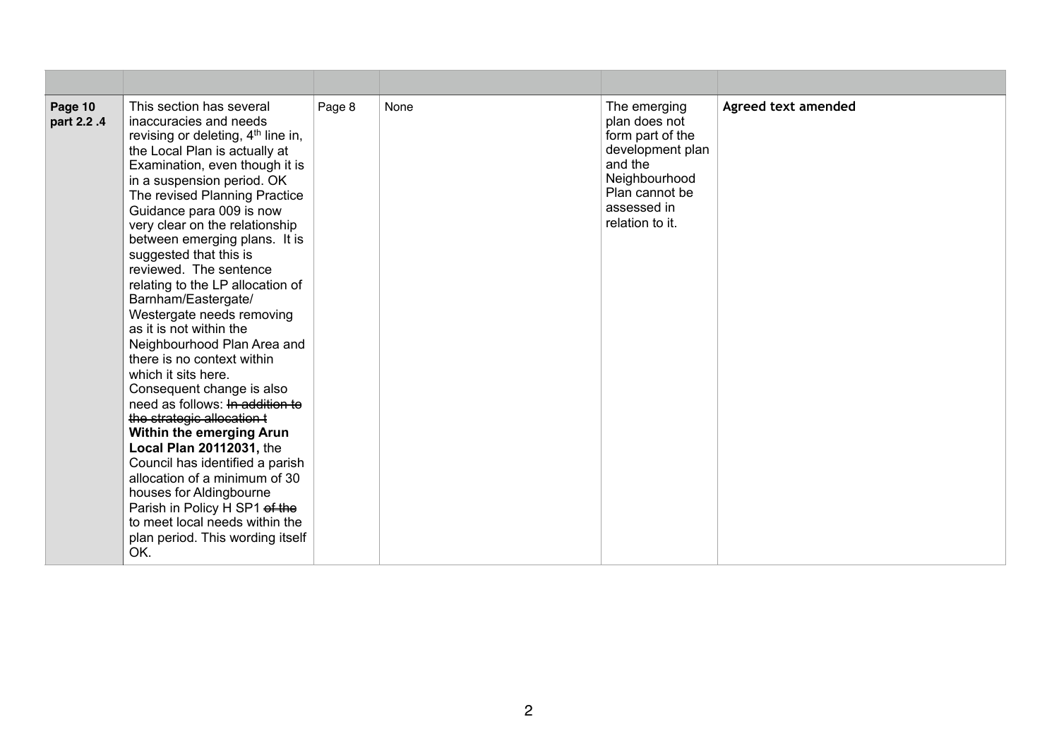| | | | | | |
|---|---|---|---|---|---|
| **Page 10 part 2.2 .4** | This section has several inaccuracies and needs revising or deleting, 4th line in, the Local Plan is actually at Examination, even though it is in a suspension period. OK The revised Planning Practice Guidance para 009 is now very clear on the relationship between emerging plans. It is suggested that this is reviewed. The sentence relating to the LP allocation of Barnham/Eastergate/ Westergate needs removing as it is not within the Neighbourhood Plan Area and there is no context within which it sits here. Consequent change is also need as follows: ~~In addition to the strategic allocation t~~ **Within the emerging Arun Local Plan 20112031,** the Council has identified a parish allocation of a minimum of 30 houses for Aldingbourne Parish in Policy H SP1 ~~of the~~ to meet local needs within the plan period. This wording itself OK. | Page 8 | None | The emerging plan does not form part of the development plan and the Neighbourhood Plan cannot be assessed in relation to it. | **Agreed text amended** |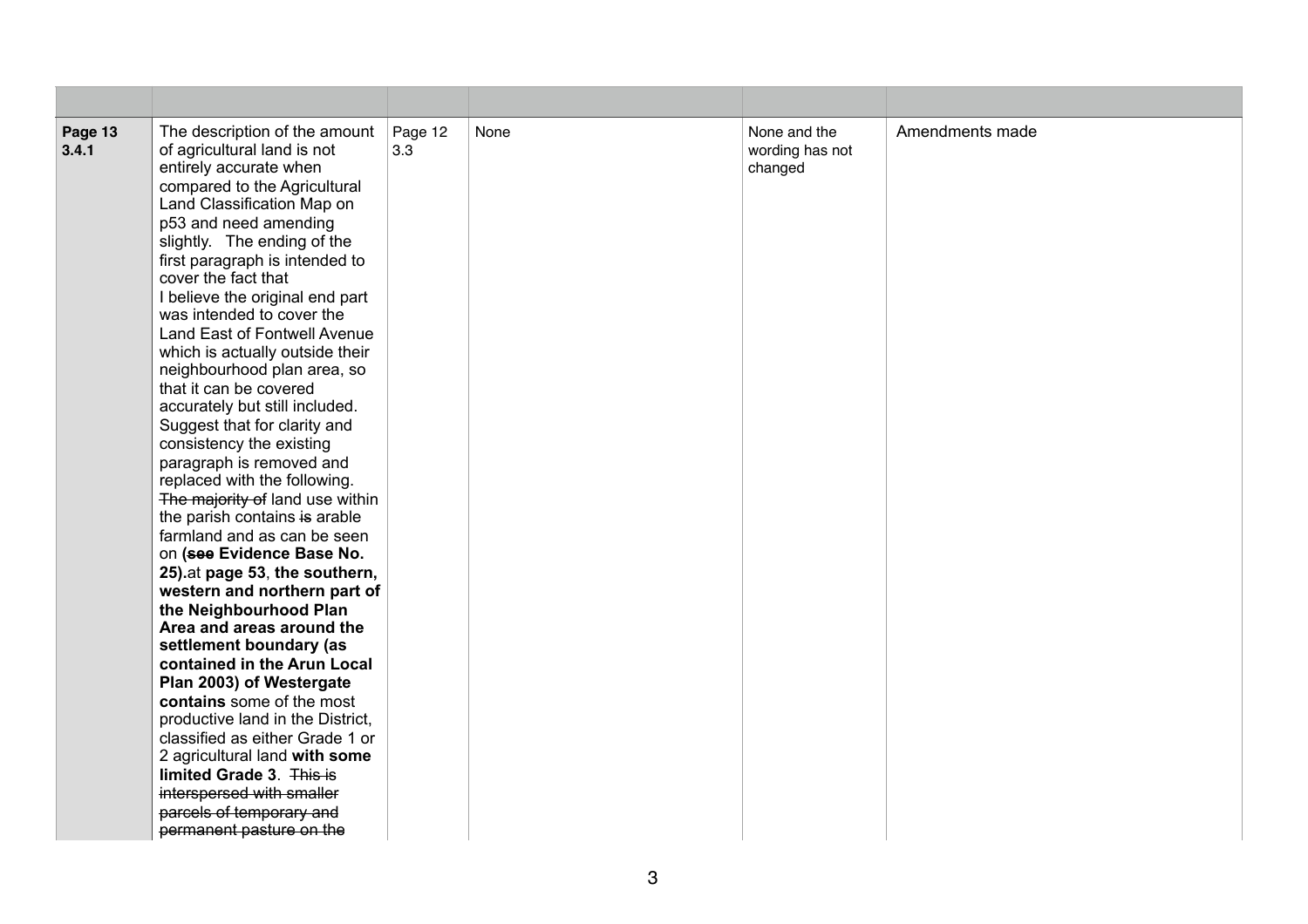| | | | | | |
|---|---|---|---|---|---|
| **Page 13 3.4.1** | The description of the amount of agricultural land is not entirely accurate when compared to the Agricultural Land Classification Map on p53 and need amending slightly. The ending of the first paragraph is intended to cover the fact that I believe the original end part was intended to cover the Land East of Fontwell Avenue which is actually outside their neighbourhood plan area, so that it can be covered accurately but still included. Suggest that for clarity and consistency the existing paragraph is removed and replaced with the following. ~~The majority of~~ land use within the parish contains ~~is~~ arable farmland and as can be seen on **(~~see~~ Evidence Base No. 25).**at **page 53**, **the southern, western and northern part of the Neighbourhood Plan Area and areas around the settlement boundary (as contained in the Arun Local Plan 2003) of Westergate contains** some of the most productive land in the District, classified as either Grade 1 or 2 agricultural land **with some limited Grade 3**. ~~This is interspersed with smaller parcels of temporary and permanent pasture on the~~ | Page 12 3.3 | None | None and the wording has not changed | Amendments made |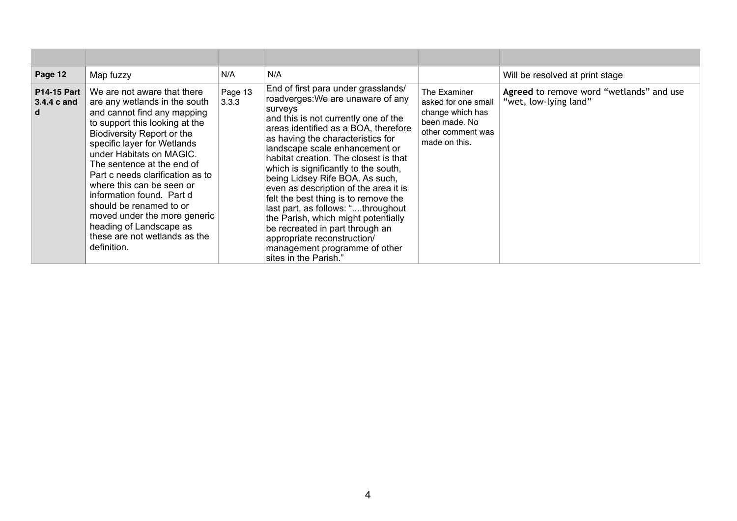| | | | | | |
|---|---|---|---|---|---|
| **Page 12** | Map fuzzy | N/A | N/A | | Will be resolved at print stage |
| **P14-15 Part 3.4.4 c and d** | We are not aware that there are any wetlands in the south and cannot find any mapping to support this looking at the Biodiversity Report or the specific layer for Wetlands under Habitats on MAGIC. The sentence at the end of Part c needs clarification as to where this can be seen or information found. Part d should be renamed to or moved under the more generic heading of Landscape as these are not wetlands as the definition. | Page 13 3.3.3 | End of first para under grasslands/ roadverges:We are unaware of any surveys and this is not currently one of the areas identified as a BOA, therefore as having the characteristics for landscape scale enhancement or habitat creation. The closest is that which is significantly to the south, being Lidsey Rife BOA. As such, even as description of the area it is felt the best thing is to remove the last part, as follows: "....throughout the Parish, which might potentially be recreated in part through an appropriate reconstruction/ management programme of other sites in the Parish." | The Examiner asked for one small change which has been made. No other comment was made on this. | **Agreed** to remove word "wetlands" and use "wet, low-lying land" |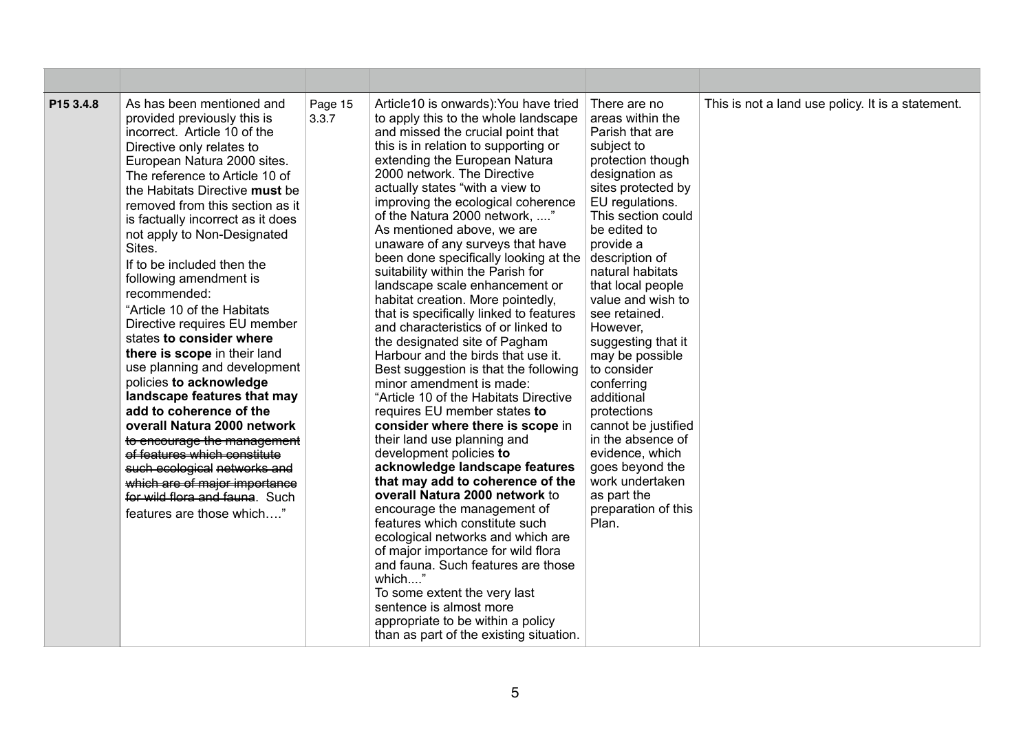| | | | | | |
|---|---|---|---|---|---|
| **P15 3.4.8** | As has been mentioned and provided previously this is incorrect. Article 10 of the Directive only relates to European Natura 2000 sites. The reference to Article 10 of the Habitats Directive **must** be removed from this section as it is factually incorrect as it does not apply to Non-Designated Sites.<br>If to be included then the following amendment is recommended:<br>"Article 10 of the Habitats Directive requires EU member states **to consider where there is scope** in their land use planning and development policies **to acknowledge landscape features that may add to coherence of the overall Natura 2000 network** ~~to encourage the management of features which constitute such ecological networks and which are of major importance for wild flora and fauna~~. Such features are those which…." | Page 15 3.3.7 | Article10 is onwards):You have tried to apply this to the whole landscape and missed the crucial point that this is in relation to supporting or extending the European Natura 2000 network. The Directive actually states "with a view to improving the ecological coherence of the Natura 2000 network, ...."<br>As mentioned above, we are unaware of any surveys that have been done specifically looking at the suitability within the Parish for landscape scale enhancement or habitat creation. More pointedly, that is specifically linked to features and characteristics of or linked to the designated site of Pagham Harbour and the birds that use it. Best suggestion is that the following minor amendment is made:<br>"Article 10 of the Habitats Directive requires EU member states **to consider where there is scope** in their land use planning and development policies **to acknowledge landscape features that may add to coherence of the overall Natura 2000 network** to encourage the management of features which constitute such ecological networks and which are of major importance for wild flora and fauna. Such features are those which...."<br>To some extent the very last sentence is almost more appropriate to be within a policy than as part of the existing situation. | There are no areas within the Parish that are subject to protection though designation as sites protected by EU regulations. This section could be edited to provide a description of natural habitats that local people value and wish to see retained. However, suggesting that it may be possible to consider conferring additional protections cannot be justified in the absence of evidence, which goes beyond the work undertaken as part the preparation of this Plan. | This is not a land use policy. It is a statement. |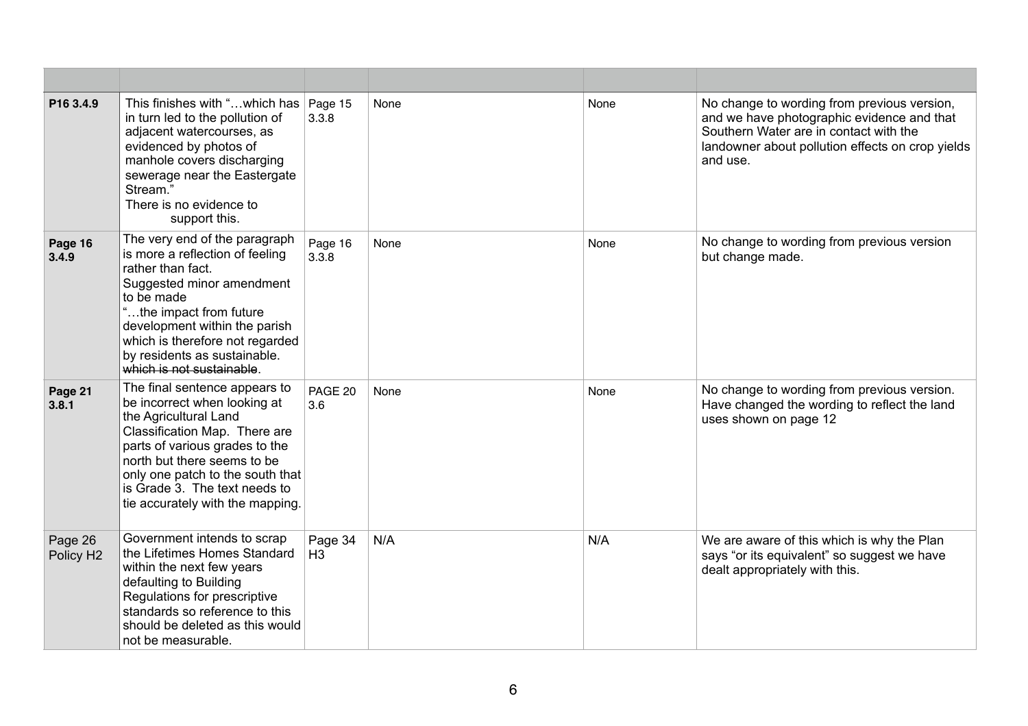| | | | | | |
|---|---|---|---|---|---|
| **P16 3.4.9** | This finishes with "…which has in turn led to the pollution of adjacent watercourses, as evidenced by photos of manhole covers discharging sewerage near the Eastergate Stream." There is no evidence to support this. | Page 15 3.3.8 | None | None | No change to wording from previous version, and we have photographic evidence and that Southern Water are in contact with the landowner about pollution effects on crop yields and use. |
| **Page 16 3.4.9** | The very end of the paragraph is more a reflection of feeling rather than fact. Suggested minor amendment to be made "…the impact from future development within the parish which is therefore not regarded by residents as sustainable. ~~which is not sustainable~~. | Page 16 3.3.8 | None | None | No change to wording from previous version but change made. |
| **Page 21 3.8.1** | The final sentence appears to be incorrect when looking at the Agricultural Land Classification Map. There are parts of various grades to the north but there seems to be only one patch to the south that is Grade 3. The text needs to tie accurately with the mapping. | PAGE 20 3.6 | None | None | No change to wording from previous version. Have changed the wording to reflect the land uses shown on page 12 |
| Page 26 Policy H2 | Government intends to scrap the Lifetimes Homes Standard within the next few years defaulting to Building Regulations for prescriptive standards so reference to this should be deleted as this would not be measurable. | Page 34 H3 | N/A | N/A | We are aware of this which is why the Plan says "or its equivalent" so suggest we have dealt appropriately with this. |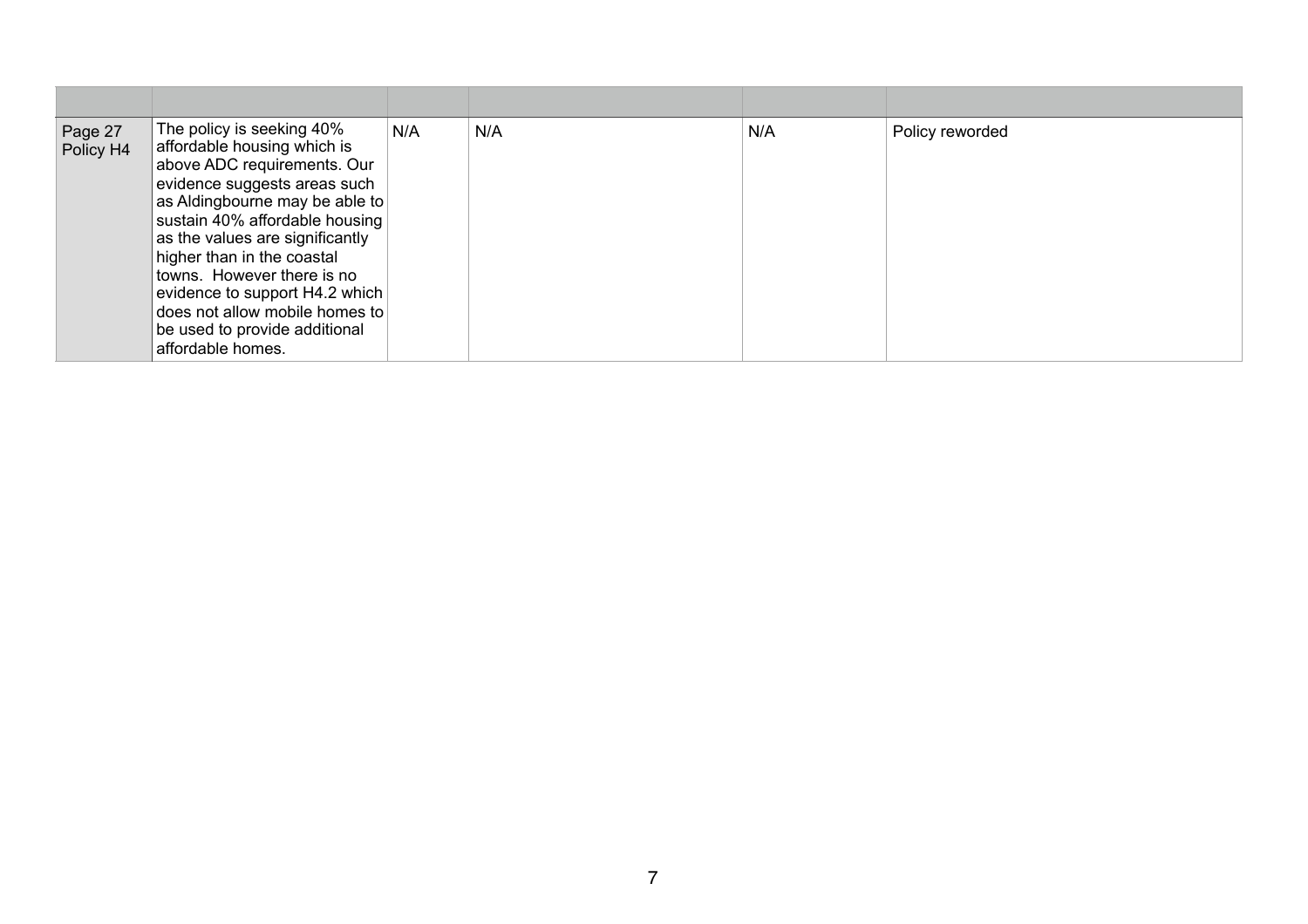| | | | | | |
|---|---|---|---|---|---|
| Page 27 Policy H4 | The policy is seeking 40% affordable housing which is above ADC requirements. Our evidence suggests areas such as Aldingbourne may be able to sustain 40% affordable housing as the values are significantly higher than in the coastal towns. However there is no evidence to support H4.2 which does not allow mobile homes to be used to provide additional affordable homes. | N/A | N/A | N/A | Policy reworded |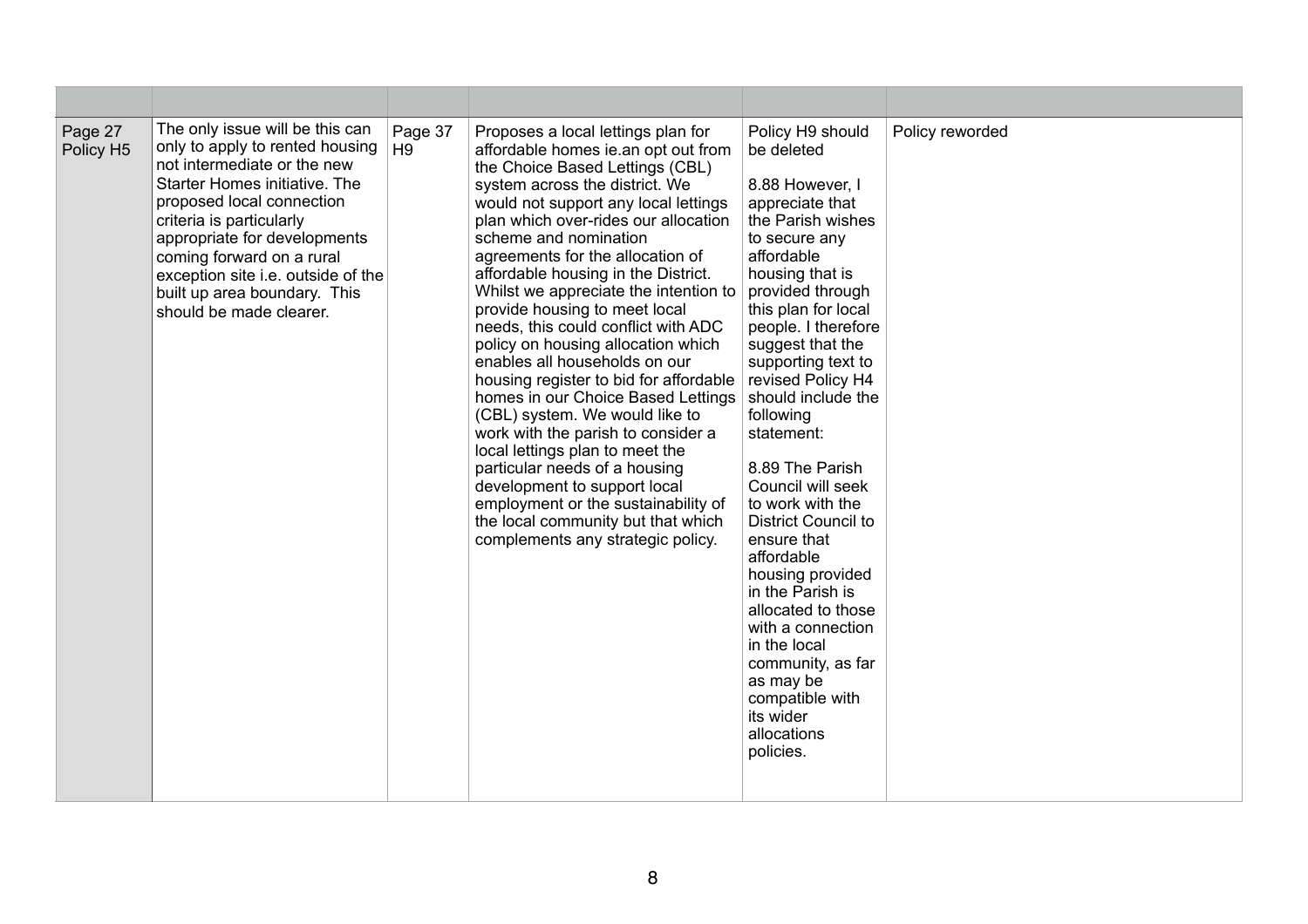| | | | | | |
|---|---|---|---|---|---|
| Page 27 Policy H5 | The only issue will be this can only to apply to rented housing not intermediate or the new Starter Homes initiative. The proposed local connection criteria is particularly appropriate for developments coming forward on a rural exception site i.e. outside of the built up area boundary. This should be made clearer. | Page 37 H9 | Proposes a local lettings plan for affordable homes ie.an opt out from the Choice Based Lettings (CBL) system across the district. We would not support any local lettings plan which over-rides our allocation scheme and nomination agreements for the allocation of affordable housing in the District. Whilst we appreciate the intention to provide housing to meet local needs, this could conflict with ADC policy on housing allocation which enables all households on our housing register to bid for affordable homes in our Choice Based Lettings (CBL) system. We would like to work with the parish to consider a local lettings plan to meet the particular needs of a housing development to support local employment or the sustainability of the local community but that which complements any strategic policy. | Policy H9 should be deleted<br><br>8.88 However, I appreciate that the Parish wishes to secure any affordable housing that is provided through this plan for local people. I therefore suggest that the supporting text to revised Policy H4 should include the following statement:<br><br>8.89 The Parish Council will seek to work with the District Council to ensure that affordable housing provided in the Parish is allocated to those with a connection in the local community, as far as may be compatible with its wider allocations policies. | Policy reworded |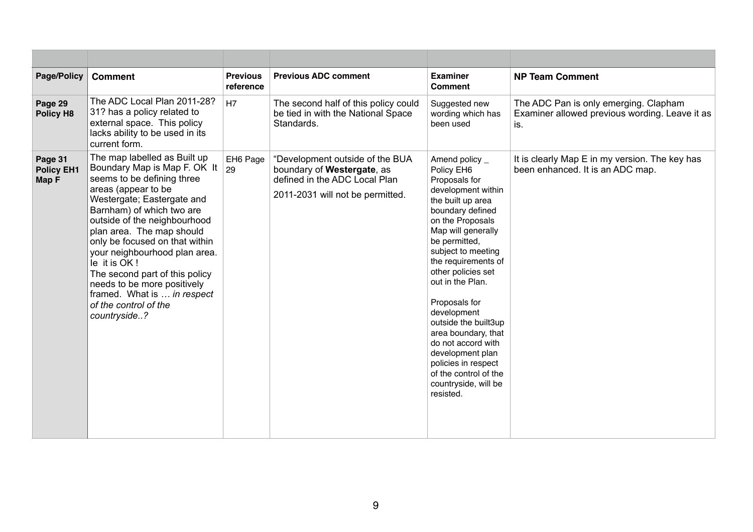| Page/Policy | Comment | Previous reference | Previous ADC comment | Examiner Comment | NP Team Comment |
|---|---|---|---|---|---|
| **Page 29 Policy H8** | The ADC Local Plan 2011-28? 31? has a policy related to external space. This policy lacks ability to be used in its current form. | H7 | The second half of this policy could be tied in with the National Space Standards. | Suggested new wording which has been used | The ADC Pan is only emerging. Clapham Examiner allowed previous wording. Leave it as is. |
| **Page 31 Policy EH1 Map F** | The map labelled as Built up Boundary Map is Map F. OK It seems to be defining three areas (appear to be Westergate; Eastergate and Barnham) of which two are outside of the neighbourhood plan area. The map should only be focused on that within your neighbourhood plan area. Ie it is OK ! The second part of this policy needs to be more positively framed. What is … *in respect of the control of the countryside..?* | EH6 Page 29 | "Development outside of the BUA boundary of **Westergate**, as defined in the ADC Local Plan 2011-2031 will not be permitted. | Amend policy _ Policy EH6 Proposals for development within the built up area boundary defined on the Proposals Map will generally be permitted, subject to meeting the requirements of other policies set out in the Plan. Proposals for development outside the built3up area boundary, that do not accord with development plan policies in respect of the control of the countryside, will be resisted. | It is clearly Map E in my version. The key has been enhanced. It is an ADC map. |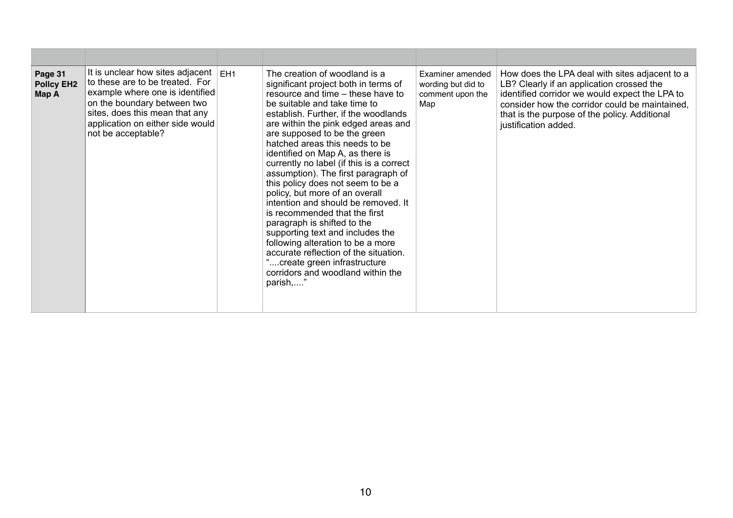| | | | | | |
|---|---|---|---|---|---|
| **Page 31 Policy EH2 Map A** | It is unclear how sites adjacent to these are to be treated. For example where one is identified on the boundary between two sites, does this mean that any application on either side would not be acceptable? | EH1 | The creation of woodland is a significant project both in terms of resource and time – these have to be suitable and take time to establish. Further, if the woodlands are within the pink edged areas and are supposed to be the green hatched areas this needs to be identified on Map A, as there is currently no label (if this is a correct assumption). The first paragraph of this policy does not seem to be a policy, but more of an overall intention and should be removed. It is recommended that the first paragraph is shifted to the supporting text and includes the following alteration to be a more accurate reflection of the situation. "....create green infrastructure corridors and woodland within the parish,...." | Examiner amended wording but did to comment upon the Map | How does the LPA deal with sites adjacent to a LB? Clearly if an application crossed the identified corridor we would expect the LPA to consider how the corridor could be maintained, that is the purpose of the policy. Additional justification added. |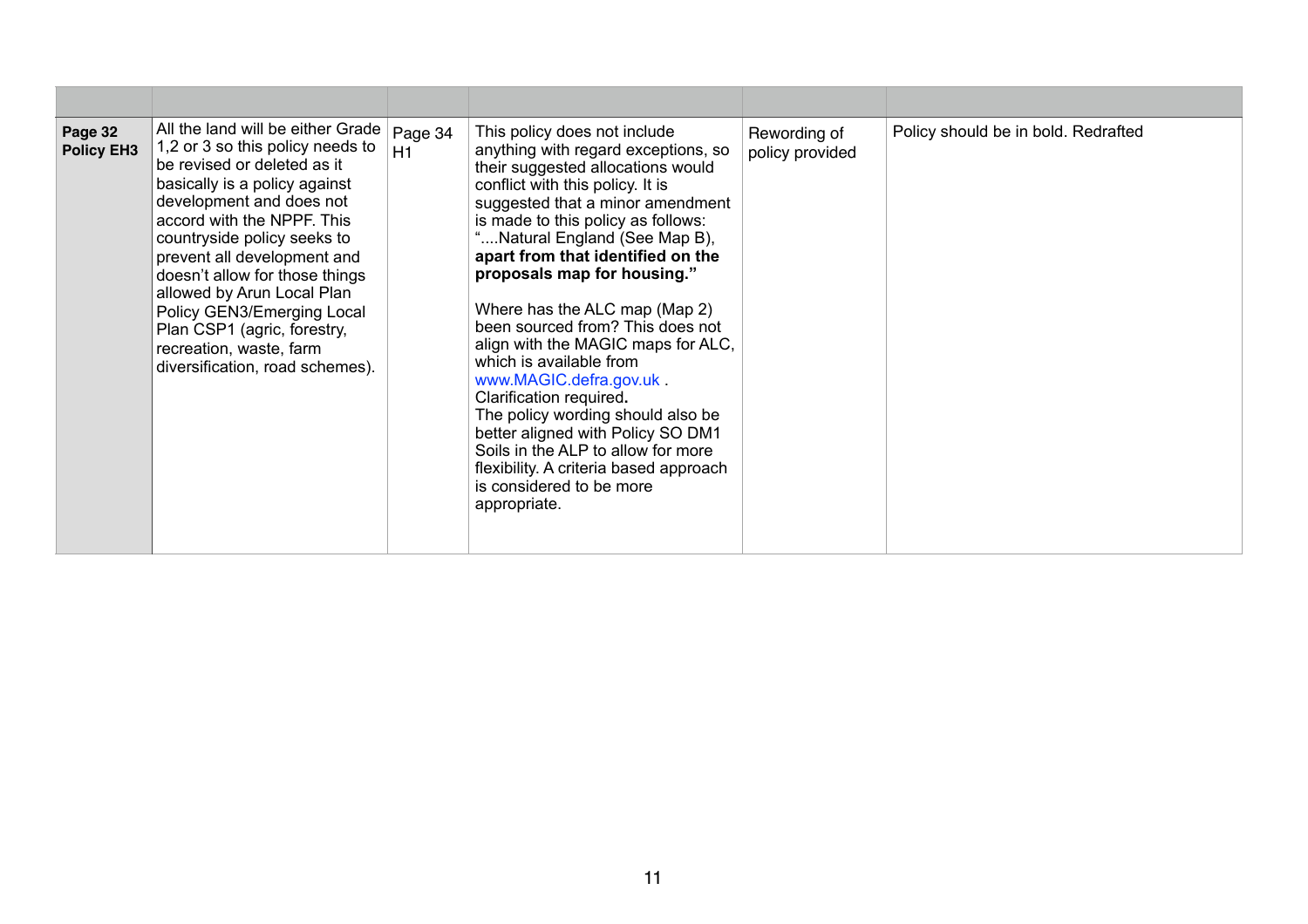| | | | | | |
|---|---|---|---|---|---|
| **Page 32 Policy EH3** | All the land will be either Grade 1,2 or 3 so this policy needs to be revised or deleted as it basically is a policy against development and does not accord with the NPPF. This countryside policy seeks to prevent all development and doesn't allow for those things allowed by Arun Local Plan Policy GEN3/Emerging Local Plan CSP1 (agric, forestry, recreation, waste, farm diversification, road schemes). | Page 34 H1 | This policy does not include anything with regard exceptions, so their suggested allocations would conflict with this policy. It is suggested that a minor amendment is made to this policy as follows: "....Natural England (See Map B), **apart from that identified on the proposals map for housing."**<br><br>Where has the ALC map (Map 2) been sourced from? This does not align with the MAGIC maps for ALC, which is available from www.MAGIC.defra.gov.uk . Clarification required**.**<br>The policy wording should also be better aligned with Policy SO DM1 Soils in the ALP to allow for more flexibility. A criteria based approach is considered to be more appropriate. | Rewording of policy provided | Policy should be in bold. Redrafted |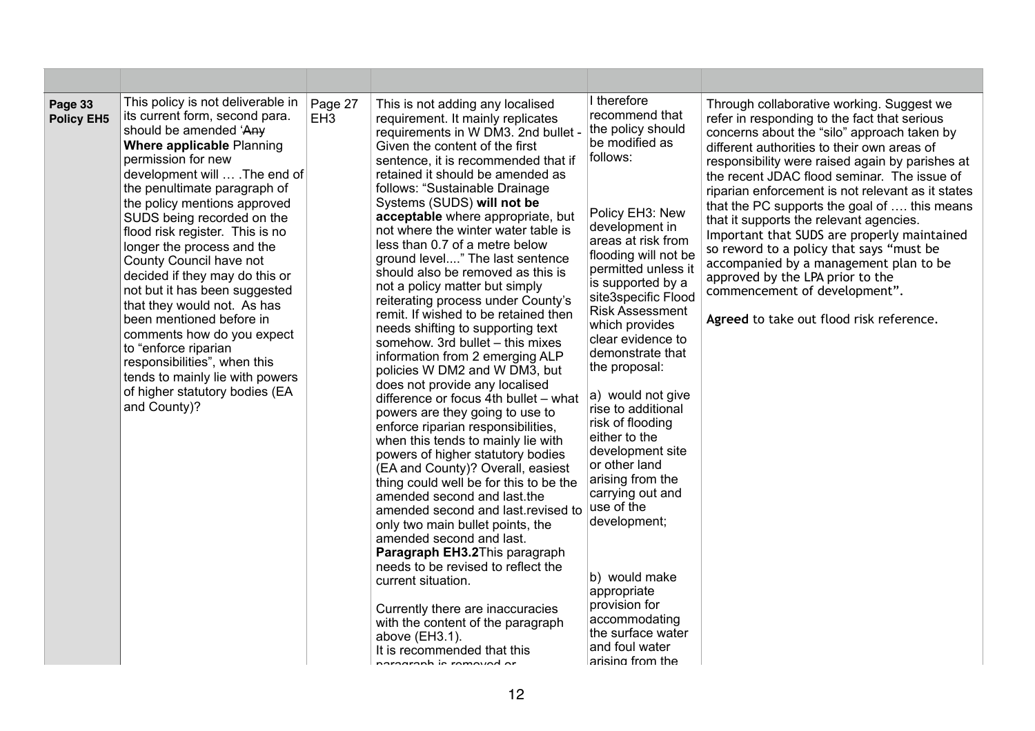| | | | | | |
|---|---|---|---|---|---|
| **Page 33 Policy EH5** | This policy is not deliverable in its current form, second para. should be amended '~~Any~~ **Where applicable** Planning permission for new development will … .The end of the penultimate paragraph of the policy mentions approved SUDS being recorded on the flood risk register. This is no longer the process and the County Council have not decided if they may do this or not but it has been suggested that they would not. As has been mentioned before in comments how do you expect to "enforce riparian responsibilities", when this tends to mainly lie with powers of higher statutory bodies (EA and County)? | Page 27 EH3 | This is not adding any localised requirement. It mainly replicates requirements in W DM3. 2nd bullet - Given the content of the first sentence, it is recommended that if retained it should be amended as follows: "Sustainable Drainage Systems (SUDS) **will not be acceptable** where appropriate, but not where the winter water table is less than 0.7 of a metre below ground level...." The last sentence should also be removed as this is not a policy matter but simply reiterating process under County's remit. If wished to be retained then needs shifting to supporting text somehow. 3rd bullet – this mixes information from 2 emerging ALP policies W DM2 and W DM3, but does not provide any localised difference or focus 4th bullet – what powers are they going to use to enforce riparian responsibilities, when this tends to mainly lie with powers of higher statutory bodies (EA and County)? Overall, easiest thing could well be for this to be the amended second and last.the amended second and last.revised to only two main bullet points, the amended second and last.<br>**Paragraph EH3.2**This paragraph needs to be revised to reflect the current situation.<br><br>Currently there are inaccuracies with the content of the paragraph above (EH3.1).<br>It is recommended that this paragraph is removed or | I therefore recommend that the policy should be modified as follows:<br><br>Policy EH3: New development in areas at risk from flooding will not be permitted unless it is supported by a site3specific Flood Risk Assessment which provides clear evidence to demonstrate that the proposal:<br><br>a) would not give rise to additional risk of flooding either to the development site or other land arising from the carrying out and use of the development;<br><br>b) would make appropriate provision for accommodating the surface water and foul water arising from the | Through collaborative working. Suggest we refer in responding to the fact that serious concerns about the "silo" approach taken by different authorities to their own areas of responsibility were raised again by parishes at the recent JDAC flood seminar. The issue of riparian enforcement is not relevant as it states that the PC supports the goal of …. this means that it supports the relevant agencies. Important that SUDS are properly maintained so reword to a policy that says "must be accompanied by a management plan to be approved by the LPA prior to the commencement of development".<br><br>**Agreed** to take out flood risk reference. |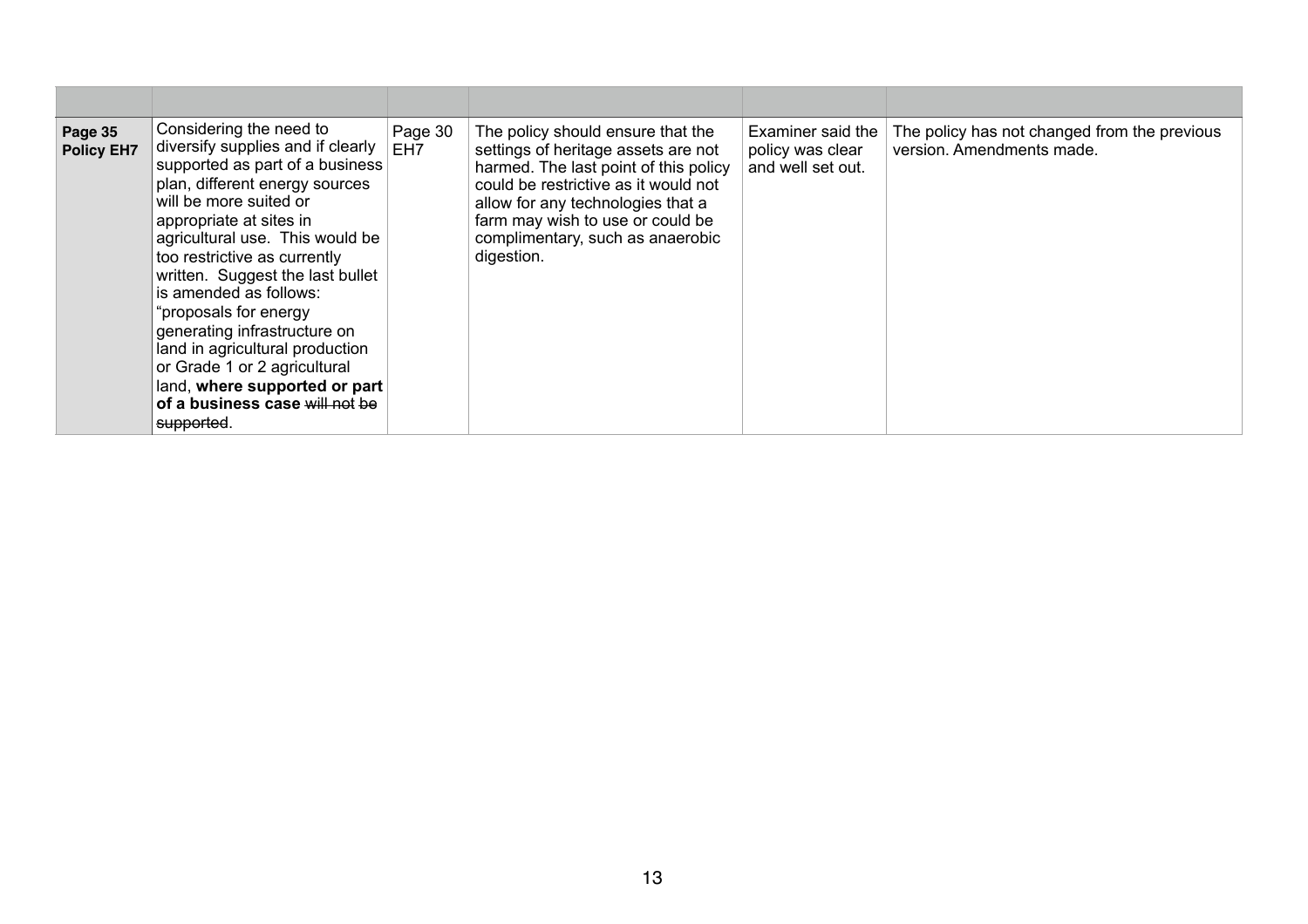| | | | | | |
|---|---|---|---|---|---|
| **Page 35 Policy EH7** | Considering the need to diversify supplies and if clearly supported as part of a business plan, different energy sources will be more suited or appropriate at sites in agricultural use. This would be too restrictive as currently written. Suggest the last bullet is amended as follows: "proposals for energy generating infrastructure on land in agricultural production or Grade 1 or 2 agricultural land, **where supported or part of a business case** ~~will not be supported~~. | Page 30 EH7 | The policy should ensure that the settings of heritage assets are not harmed. The last point of this policy could be restrictive as it would not allow for any technologies that a farm may wish to use or could be complimentary, such as anaerobic digestion. | Examiner said the policy was clear and well set out. | The policy has not changed from the previous version. Amendments made. |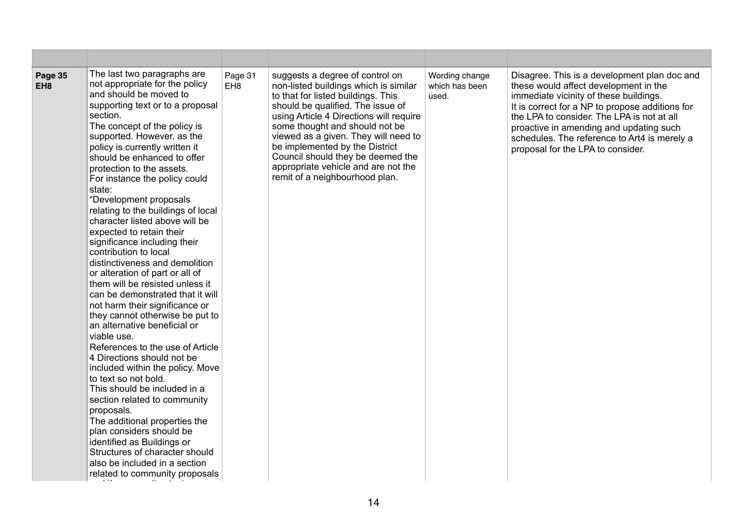| | | | | | |
|---|---|---|---|---|---|
| **Page 35 EH8** | The last two paragraphs are not appropriate for the policy and should be moved to supporting text or to a proposal section.<br>The concept of the policy is supported. However, as the policy is currently written it should be enhanced to offer protection to the assets.<br>For instance the policy could state:<br>"Development proposals relating to the buildings of local character listed above will be expected to retain their significance including their contribution to local distinctiveness and demolition or alteration of part or all of them will be resisted unless it can be demonstrated that it will not harm their significance or they cannot otherwise be put to an alternative beneficial or viable use.<br>References to the use of Article 4 Directions should not be included within the policy. Move to text so not bold.<br>This should be included in a section related to community proposals.<br>The additional properties the plan considers should be identified as Buildings or Structures of character should also be included in a section related to community proposals | Page 31 EH8 | suggests a degree of control on non-listed buildings which is similar to that for listed buildings. This should be qualified. The issue of using Article 4 Directions will require some thought and should not be viewed as a given. They will need to be implemented by the District Council should they be deemed the appropriate vehicle and are not the remit of a neighbourhood plan. | Wording change which has been used. | Disagree. This is a development plan doc and these would affect development in the immediate vicinity of these buildings.<br>It is correct for a NP to propose additions for the LPA to consider. The LPA is not at all proactive in amending and updating such schedules. The reference to Art4 is merely a proposal for the LPA to consider. |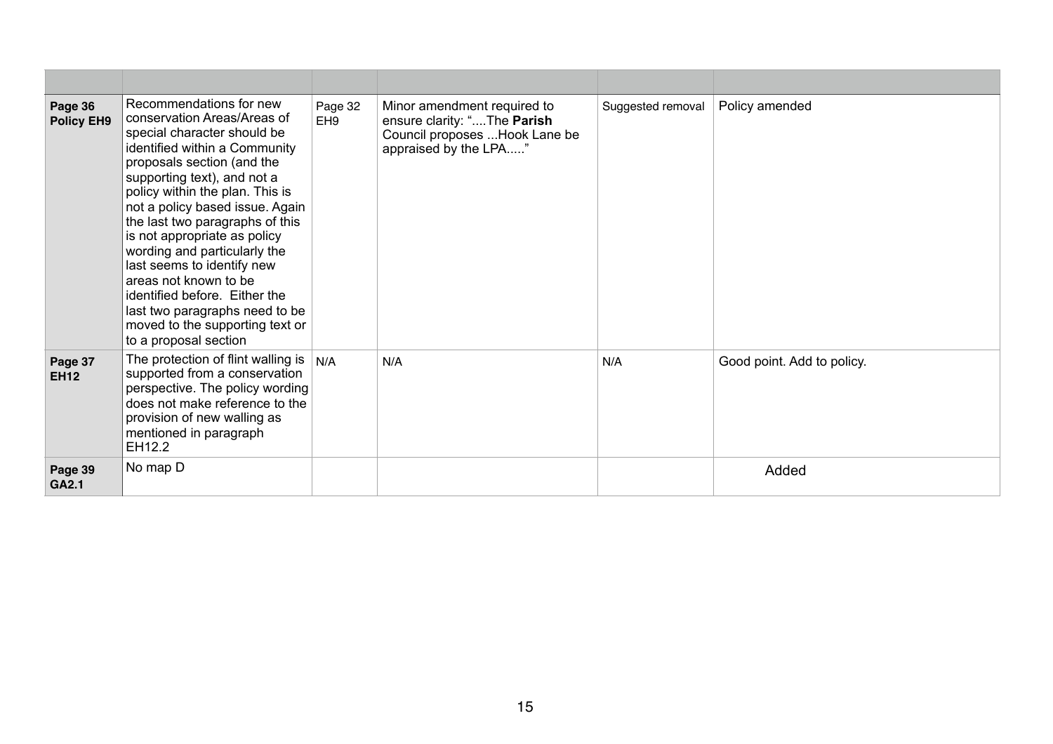| | | | | | |
|---|---|---|---|---|---|
| **Page 36 Policy EH9** | Recommendations for new conservation Areas/Areas of special character should be identified within a Community proposals section (and the supporting text), and not a policy within the plan. This is not a policy based issue. Again the last two paragraphs of this is not appropriate as policy wording and particularly the last seems to identify new areas not known to be identified before. Either the last two paragraphs need to be moved to the supporting text or to a proposal section | Page 32 EH9 | Minor amendment required to ensure clarity: "....The **Parish** Council proposes ...Hook Lane be appraised by the LPA....." | Suggested removal | Policy amended |
| **Page 37 EH12** | The protection of flint walling is supported from a conservation perspective. The policy wording does not make reference to the provision of new walling as mentioned in paragraph EH12.2 | N/A | N/A | N/A | Good point. Add to policy. |
| **Page 39 GA2.1** | No map D | | | | Added |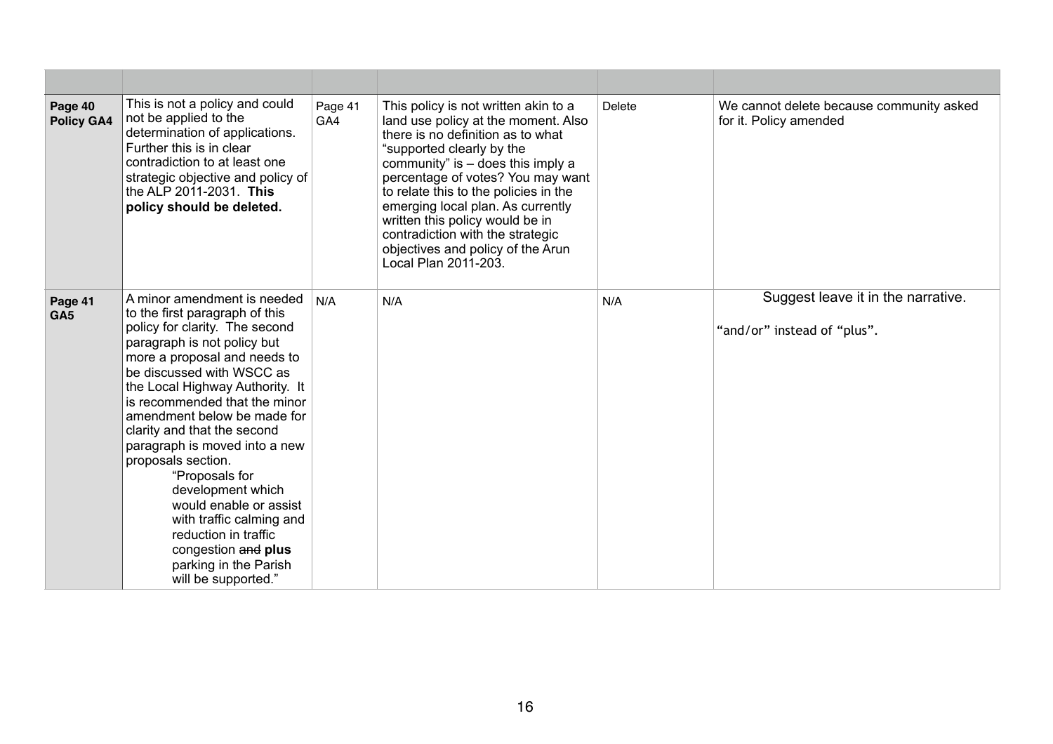| | | | | | |
|---|---|---|---|---|---|
| **Page 40 Policy GA4** | This is not a policy and could not be applied to the determination of applications. Further this is in clear contradiction to at least one strategic objective and policy of the ALP 2011-2031. **This policy should be deleted.** | Page 41 GA4 | This policy is not written akin to a land use policy at the moment. Also there is no definition as to what "supported clearly by the community" is – does this imply a percentage of votes? You may want to relate this to the policies in the emerging local plan. As currently written this policy would be in contradiction with the strategic objectives and policy of the Arun Local Plan 2011-203. | Delete | We cannot delete because community asked for it. Policy amended |
| **Page 41 GA5** | A minor amendment is needed to the first paragraph of this policy for clarity. The second paragraph is not policy but more a proposal and needs to be discussed with WSCC as the Local Highway Authority. It is recommended that the minor amendment below be made for clarity and that the second paragraph is moved into a new proposals section. "Proposals for development which would enable or assist with traffic calming and reduction in traffic congestion ~~and~~ **plus** parking in the Parish will be supported." | N/A | N/A | N/A | Suggest leave it in the narrative. "and/or" instead of "plus". |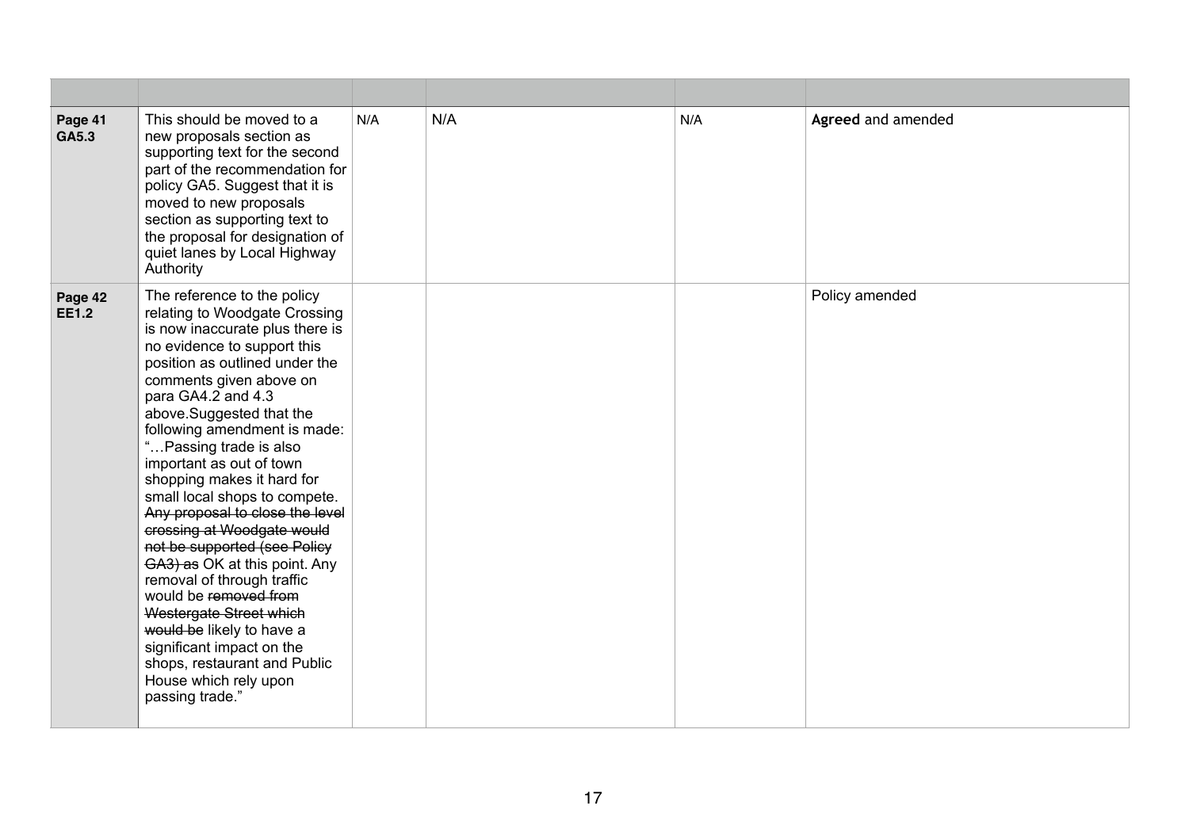| | | | | | |
|---|---|---|---|---|---|
| **Page 41 GA5.3** | This should be moved to a new proposals section as supporting text for the second part of the recommendation for policy GA5. Suggest that it is moved to new proposals section as supporting text to the proposal for designation of quiet lanes by Local Highway Authority | N/A | N/A | N/A | **Agreed** and amended |
| **Page 42 EE1.2** | The reference to the policy relating to Woodgate Crossing is now inaccurate plus there is no evidence to support this position as outlined under the comments given above on para GA4.2 and 4.3 above.Suggested that the following amendment is made: "…Passing trade is also important as out of town shopping makes it hard for small local shops to compete. ~~Any proposal to close the level crossing at Woodgate would not be supported (see Policy GA3) as~~ OK at this point. Any removal of through traffic would be ~~removed from Westergate Street which would be~~ likely to have a significant impact on the shops, restaurant and Public House which rely upon passing trade." | | | | Policy amended |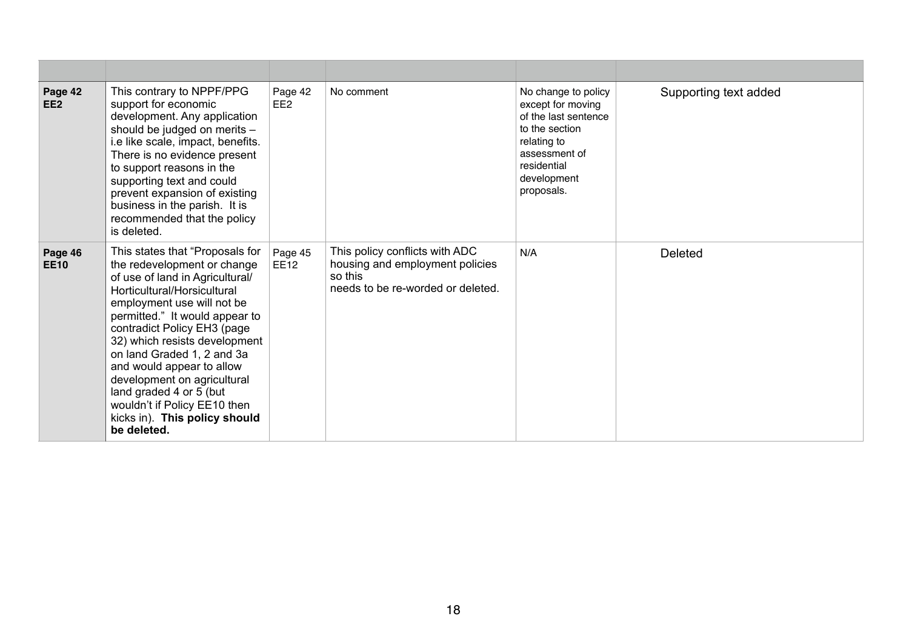| | | | | | |
|---|---|---|---|---|---|
| **Page 42 EE2** | This contrary to NPPF/PPG support for economic development. Any application should be judged on merits – i.e like scale, impact, benefits. There is no evidence present to support reasons in the supporting text and could prevent expansion of existing business in the parish. It is recommended that the policy is deleted. | Page 42 EE2 | No comment | No change to policy except for moving of the last sentence to the section relating to assessment of residential development proposals. | Supporting text added |
| **Page 46 EE10** | This states that "Proposals for the redevelopment or change of use of land in Agricultural/ Horticultural/Horsicultural employment use will not be permitted." It would appear to contradict Policy EH3 (page 32) which resists development on land Graded 1, 2 and 3a and would appear to allow development on agricultural land graded 4 or 5 (but wouldn't if Policy EE10 then kicks in). **This policy should be deleted.** | Page 45 EE12 | This policy conflicts with ADC housing and employment policies so this needs to be re-worded or deleted. | N/A | Deleted |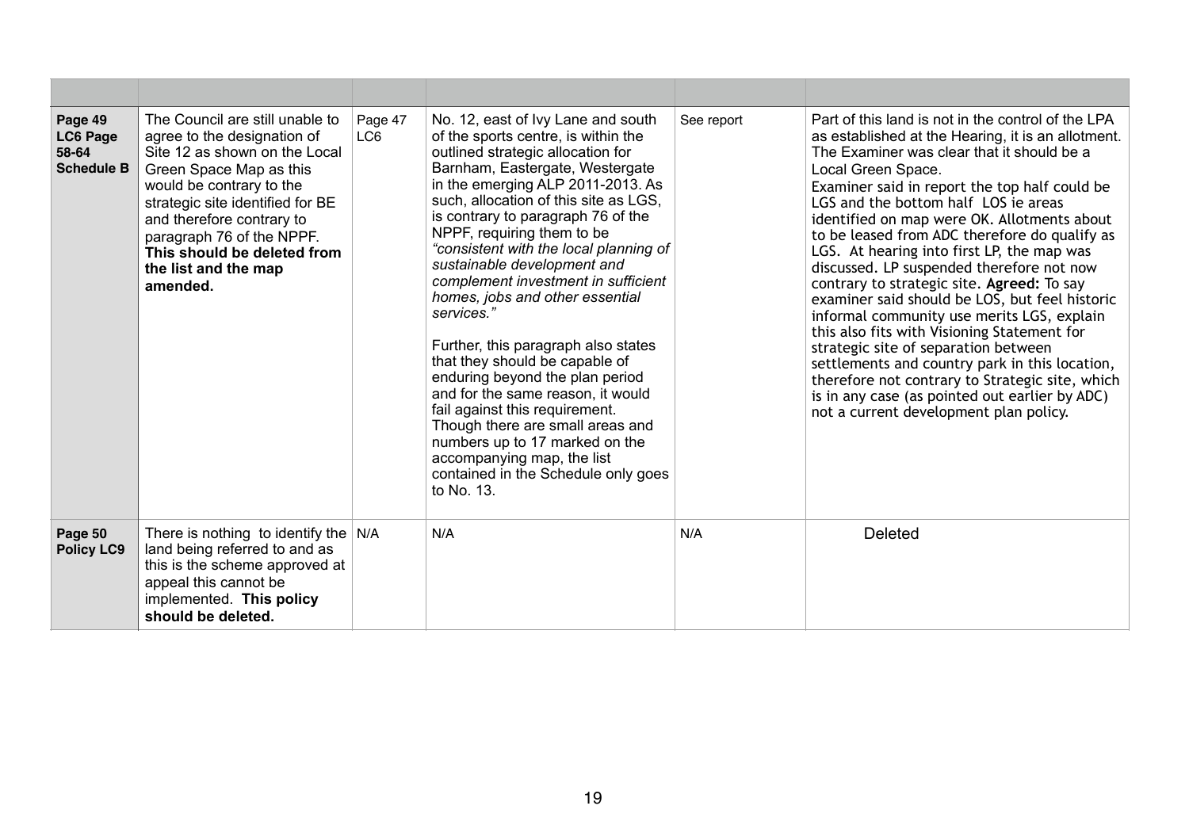| | | | | | |
|---|---|---|---|---|---|
| **Page 49 LC6 Page 58-64 Schedule B** | The Council are still unable to agree to the designation of Site 12 as shown on the Local Green Space Map as this would be contrary to the strategic site identified for BE and therefore contrary to paragraph 76 of the NPPF. **This should be deleted from the list and the map amended.** | Page 47 LC6 | No. 12, east of Ivy Lane and south of the sports centre, is within the outlined strategic allocation for Barnham, Eastergate, Westergate in the emerging ALP 2011-2013. As such, allocation of this site as LGS, is contrary to paragraph 76 of the NPPF, requiring them to be *"consistent with the local planning of sustainable development and complement investment in sufficient homes, jobs and other essential services."*<br><br>Further, this paragraph also states that they should be capable of enduring beyond the plan period and for the same reason, it would fail against this requirement. Though there are small areas and numbers up to 17 marked on the accompanying map, the list contained in the Schedule only goes to No. 13. | See report | Part of this land is not in the control of the LPA as established at the Hearing, it is an allotment. The Examiner was clear that it should be a Local Green Space.<br>Examiner said in report the top half could be LGS and the bottom half LOS ie areas identified on map were OK. Allotments about to be leased from ADC therefore do qualify as LGS. At hearing into first LP, the map was discussed. LP suspended therefore not now contrary to strategic site. **Agreed:** To say examiner said should be LOS, but feel historic informal community use merits LGS, explain this also fits with Visioning Statement for strategic site of separation between settlements and country park in this location, therefore not contrary to Strategic site, which is in any case (as pointed out earlier by ADC) not a current development plan policy. |
| **Page 50 Policy LC9** | There is nothing to identify the land being referred to and as this is the scheme approved at appeal this cannot be implemented. **This policy should be deleted.** | N/A | N/A | N/A | Deleted |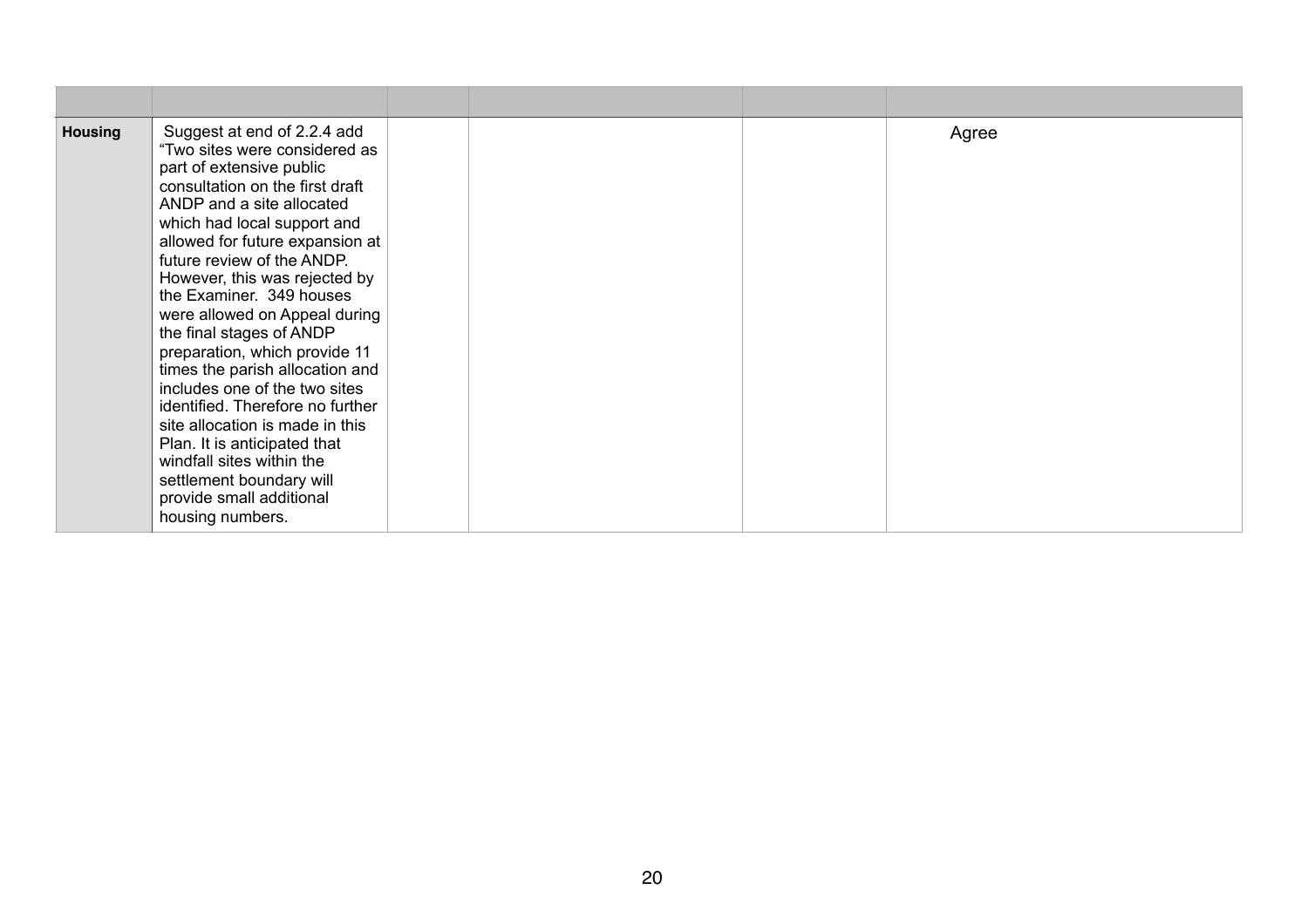| | | | | | |
|---|---|---|---|---|---|
| **Housing** | Suggest at end of 2.2.4 add "Two sites were considered as part of extensive public consultation on the first draft ANDP and a site allocated which had local support and allowed for future expansion at future review of the ANDP. However, this was rejected by the Examiner. 349 houses were allowed on Appeal during the final stages of ANDP preparation, which provide 11 times the parish allocation and includes one of the two sites identified. Therefore no further site allocation is made in this Plan. It is anticipated that windfall sites within the settlement boundary will provide small additional housing numbers. | | | | Agree |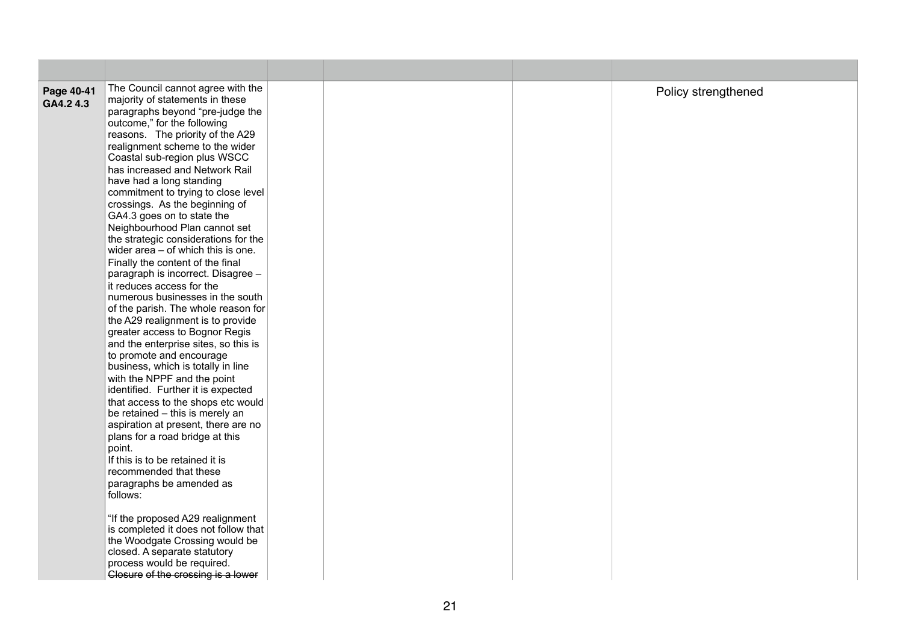| | | | | | |
|---|---|---|---|---|---|
| **Page 40-41 GA4.2 4.3** | The Council cannot agree with the majority of statements in these paragraphs beyond "pre-judge the outcome," for the following reasons. The priority of the A29 realignment scheme to the wider Coastal sub-region plus WSCC has increased and Network Rail have had a long standing commitment to trying to close level crossings. As the beginning of GA4.3 goes on to state the Neighbourhood Plan cannot set the strategic considerations for the wider area – of which this is one. Finally the content of the final paragraph is incorrect. Disagree – it reduces access for the numerous businesses in the south of the parish. The whole reason for the A29 realignment is to provide greater access to Bognor Regis and the enterprise sites, so this is to promote and encourage business, which is totally in line with the NPPF and the point identified. Further it is expected that access to the shops etc would be retained – this is merely an aspiration at present, there are no plans for a road bridge at this point.<br>If this is to be retained it is recommended that these paragraphs be amended as follows:<br><br>"If the proposed A29 realignment is completed it does not follow that the Woodgate Crossing would be closed. A separate statutory process would be required. ~~Closure of the crossing is a lower~~ | | | | Policy strengthened |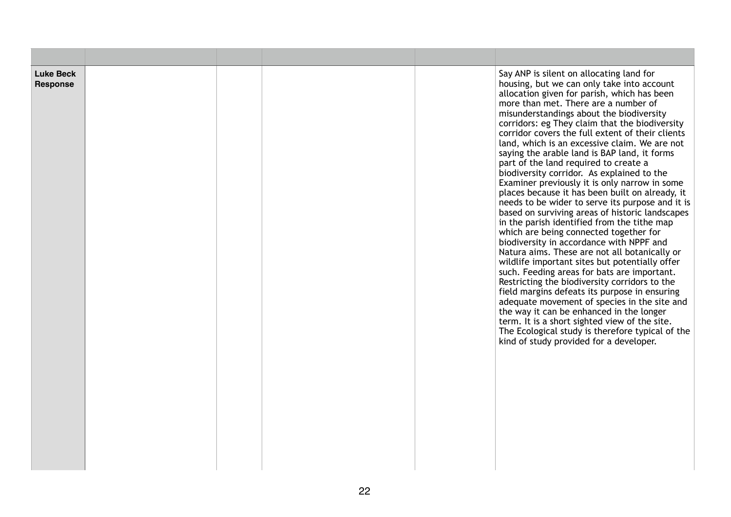| | | | | | |
|---|---|---|---|---|---|
| **Luke Beck Response** | | | | | Say ANP is silent on allocating land for housing, but we can only take into account allocation given for parish, which has been more than met. There are a number of misunderstandings about the biodiversity corridors: eg They claim that the biodiversity corridor covers the full extent of their clients land, which is an excessive claim. We are not saying the arable land is BAP land, it forms part of the land required to create a biodiversity corridor. As explained to the Examiner previously it is only narrow in some places because it has been built on already, it needs to be wider to serve its purpose and it is based on surviving areas of historic landscapes in the parish identified from the tithe map which are being connected together for biodiversity in accordance with NPPF and Natura aims. These are not all botanically or wildlife important sites but potentially offer such. Feeding areas for bats are important. Restricting the biodiversity corridors to the field margins defeats its purpose in ensuring adequate movement of species in the site and the way it can be enhanced in the longer term. It is a short sighted view of the site. The Ecological study is therefore typical of the kind of study provided for a developer. |